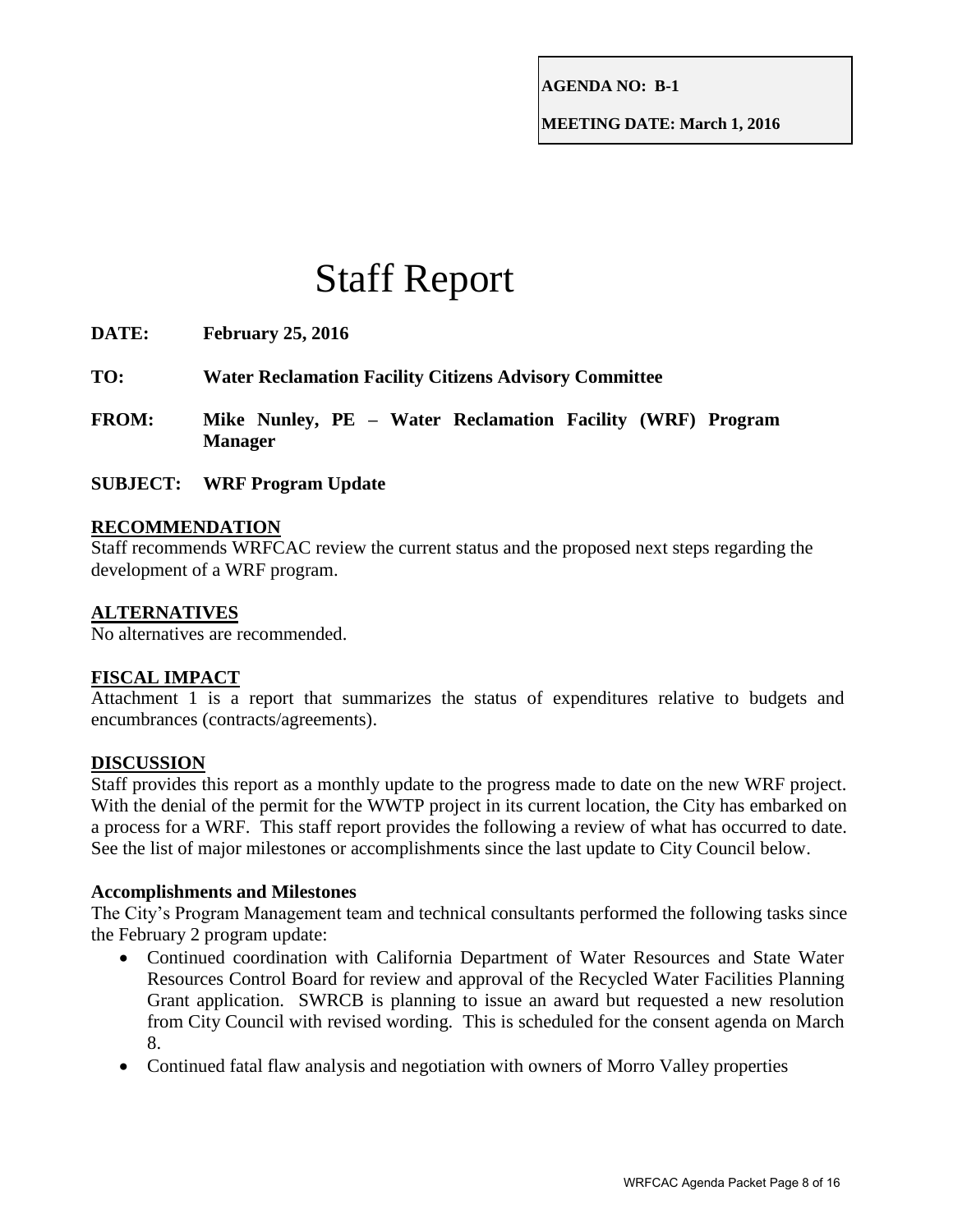**AGENDA NO: B-1**

**MEETING DATE: March 1, 2016**

# Staff Report

**DATE:** **February 25, 2016**

**TO:** **Water Reclamation Facility Citizens Advisory Committee**

**FROM:** **Mike Nunley, PE – Water Reclamation Facility (WRF) Program Manager**

**SUBJECT:** **WRF Program Update**

## RECOMMENDATION

Staff recommends WRFCAC review the current status and the proposed next steps regarding the development of a WRF program.

## ALTERNATIVES

No alternatives are recommended.

## FISCAL IMPACT

Attachment 1 is a report that summarizes the status of expenditures relative to budgets and encumbrances (contracts/agreements).

## DISCUSSION

Staff provides this report as a monthly update to the progress made to date on the new WRF project. With the denial of the permit for the WWTP project in its current location, the City has embarked on a process for a WRF. This staff report provides the following a review of what has occurred to date. See the list of major milestones or accomplishments since the last update to City Council below.

### Accomplishments and Milestones

The City's Program Management team and technical consultants performed the following tasks since the February 2 program update:

- Continued coordination with California Department of Water Resources and State Water Resources Control Board for review and approval of the Recycled Water Facilities Planning Grant application. SWRCB is planning to issue an award but requested a new resolution from City Council with revised wording. This is scheduled for the consent agenda on March 8.
- Continued fatal flaw analysis and negotiation with owners of Morro Valley properties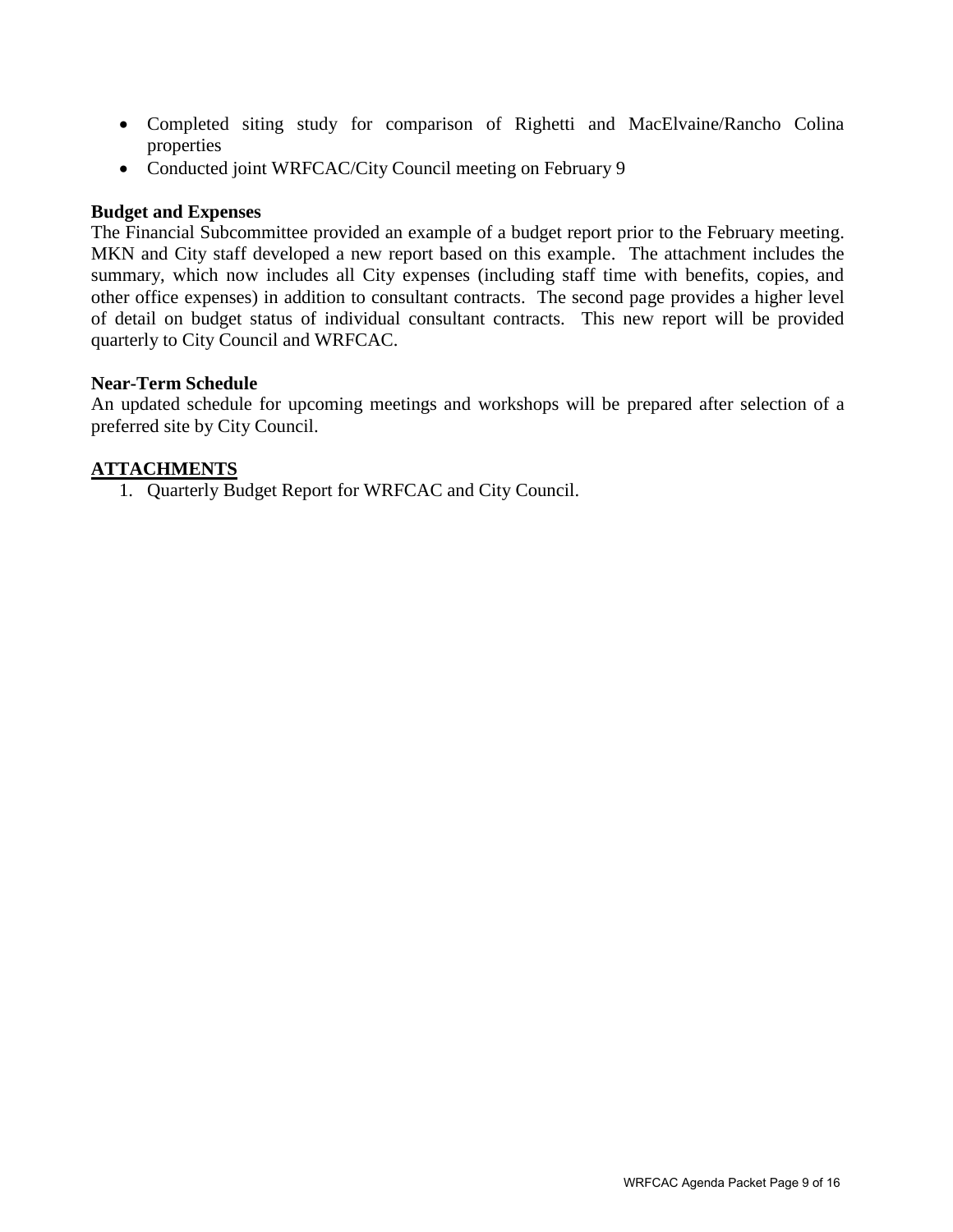- Completed siting study for comparison of Righetti and MacElvaine/Rancho Colina properties
- Conducted joint WRFCAC/City Council meeting on February 9

**Budget and Expenses**

The Financial Subcommittee provided an example of a budget report prior to the February meeting. MKN and City staff developed a new report based on this example. The attachment includes the summary, which now includes all City expenses (including staff time with benefits, copies, and other office expenses) in addition to consultant contracts. The second page provides a higher level of detail on budget status of individual consultant contracts. This new report will be provided quarterly to City Council and WRFCAC.

**Near-Term Schedule**

An updated schedule for upcoming meetings and workshops will be prepared after selection of a preferred site by City Council.

**ATTACHMENTS**

1. Quarterly Budget Report for WRFCAC and City Council.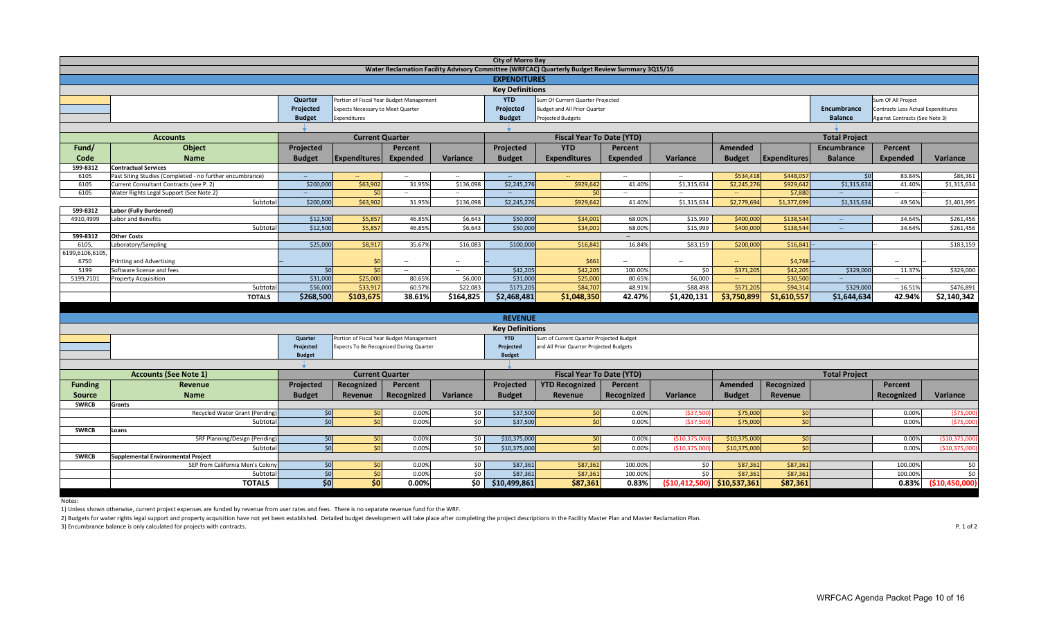# City of Morro Bay

## Water Reclamation Facility Advisory Committee (WRFCAC) Quarterly Budget Review Summary 3Q15/16

### EXPENDITURES

**Key Definitions**

- **Quarter Projected Budget**: Portion of Fiscal Year Budget Management Expects Necessary to Meet Quarter Expenditures
- **YTD Projected Budget**: Sum Of Current Quarter Projected Budget and All Prior Quarter Projected Budgets
- **Encumbrance Balance**: Sum of All Project Contracts Less Actual Expenditures Against Contracts (See Note 3)

| Fund/ Code | Object Name | Current Quarter: Projected Budget | Current Quarter: Expenditures | Current Quarter: Percent Expended | Current Quarter: Variance | YTD: Projected Budget | YTD: Expenditures | YTD: Percent Expended | YTD: Variance | Total Project: Amended Budget | Total Project: Expenditures | Total Project: Encumbrance Balance | Total Project: Percent Expended | Total Project: Variance |
|---|---|---|---|---|---|---|---|---|---|---|---|---|---|---|
| **599-8312** | **Contractual Services** | | | | | | | | | | | | | |
| 6105 | Past Siting Studies (Completed - no further encumbrance) | -- | -- | -- | -- | -- | -- | -- | -- | $534,418 | $448,057 | $0 | 83.84% | $86,361 |
| 6105 | Current Consultant Contracts (see P. 2) | $200,000 | $63,902 | 31.95% | $136,098 | $2,245,276 | $929,642 | 41.40% | $1,315,634 | $2,245,276 | $929,642 | $1,315,634 | 41.40% | $1,315,634 |
| 6105 | Water Rights Legal Support (See Note 2) | -- | $0 | -- | -- | -- | $0 | -- | -- | -- | $7,880 | -- | -- | |
| | Subtotal | $200,000 | $63,902 | 31.95% | $136,098 | $2,245,276 | $929,642 | 41.40% | $1,315,634 | $2,779,694 | $1,377,699 | $1,315,634 | 49.56% | $1,401,995 |
| **599-8312** | **Labor (Fully Burdened)** | | | | | | | | | | | | | |
| 4910,4999 | Labor and Benefits | $12,500 | $5,857 | 46.85% | $6,643 | $50,000 | $34,001 | 68.00% | $15,999 | $400,000 | $138,544 | -- | 34.64% | $261,456 |
| | Subtotal | $12,500 | $5,857 | 46.85% | $6,643 | $50,000 | $34,001 | 68.00% | $15,999 | $400,000 | $138,544 | -- | 34.64% | $261,456 |
| **599-8312** | **Other Costs** | | | | | | | -- | | | | | | |
| 6105, | Laboratory/Sampling | $25,000 | $8,917 | 35.67% | $16,083 | $100,000 | $16,841 | 16.84% | $83,159 | $200,000 | $16,841 | -- | -- | $183,159 |
| 6199,6106,6105, 6750 | Printing and Advertising | -- | $0 | -- | -- | -- | $661 | -- | -- | -- | $4,768 | -- | -- | -- |
| 5199 | Software license and fees | $0 | $0 | -- | -- | $42,205 | $42,205 | 100.00% | $0 | $371,205 | $42,205 | $329,000 | 11.37% | $329,000 |
| 5199,7101 | Property Acquisition | $31,000 | $25,000 | 80.65% | $6,000 | $31,000 | $25,000 | 80.65% | $6,000 | -- | $30,500 | -- | -- | -- |
| | Subtotal | $56,000 | $33,917 | 60.57% | $22,083 | $173,205 | $84,707 | 48.91% | $88,498 | $571,205 | $94,314 | $329,000 | 16.51% | $476,891 |
| | **TOTALS** | **$268,500** | **$103,675** | **38.61%** | **$164,825** | **$2,468,481** | **$1,048,350** | **42.47%** | **$1,420,131** | **$3,750,899** | **$1,610,557** | **$1,644,634** | **42.94%** | **$2,140,342** |

### REVENUE

**Key Definitions**

- **Quarter Projected Budget**: Portion of Fiscal Year Budget Management Expects To Be Recognized During Quarter
- **YTD Projected Budget**: Sum of Current Quarter Projected Budget and All Prior Quarter Projected Budgets

| Funding Source | Revenue Name (Accounts - See Note 1) | Current Quarter: Projected Budget | Current Quarter: Recognized Revenue | Current Quarter: Percent Recognized | Current Quarter: Variance | YTD: Projected Budget | YTD: Recognized Revenue | YTD: Percent Recognized | YTD: Variance | Total Project: Amended Budget | Total Project: Recognized Revenue | Total Project: | Total Project: Percent Recognized | Total Project: Variance |
|---|---|---|---|---|---|---|---|---|---|---|---|---|---|---|
| **SWRCB** | **Grants** | | | | | | | | | | | | | |
| | Recycled Water Grant (Pending) | $0 | $0 | 0.00% | $0 | $37,500 | $0 | 0.00% | ($37,500) | $75,000 | $0 | | 0.00% | ($75,000) |
| | Subtotal | $0 | $0 | 0.00% | $0 | $37,500 | $0 | 0.00% | ($37,500) | $75,000 | $0 | | 0.00% | ($75,000) |
| **SWRCB** | **Loans** | | | | | | | | | | | | | |
| | SRF Planning/Design (Pending) | $0 | $0 | 0.00% | $0 | $10,375,000 | $0 | 0.00% | ($10,375,000) | $10,375,000 | $0 | | 0.00% | ($10,375,000) |
| | Subtotal | $0 | $0 | 0.00% | $0 | $10,375,000 | $0 | 0.00% | ($10,375,000) | $10,375,000 | $0 | | 0.00% | ($10,375,000) |
| **SWRCB** | **Supplemental Environmental Project** | | | | | | | | | | | | | |
| | SEP from California Men's Colony | $0 | $0 | 0.00% | $0 | $87,361 | $87,361 | 100.00% | $0 | $87,361 | $87,361 | | 100.00% | $0 |
| | Subtotal | $0 | $0 | 0.00% | $0 | $87,361 | $87,361 | 100.00% | $0 | $87,361 | $87,361 | | 100.00% | $0 |
| | **TOTALS** | **$0** | **$0** | **0.00%** | **$0** | **$10,499,861** | **$87,361** | **0.83%** | **($10,412,500)** | **$10,537,361** | **$87,361** | | **0.83%** | **($10,450,000)** |

Notes:

1) Unless shown otherwise, current project expenses are funded by revenue from user rates and fees. There is no separate revenue fund for the WRF.

2) Budgets for water rights legal support and property acquisition have not yet been established. Detailed budget development will take place after completing the project descriptions in the Facility Master Plan and Master Reclamation Plan.

3) Encumbrance balance is only calculated for projects with contracts.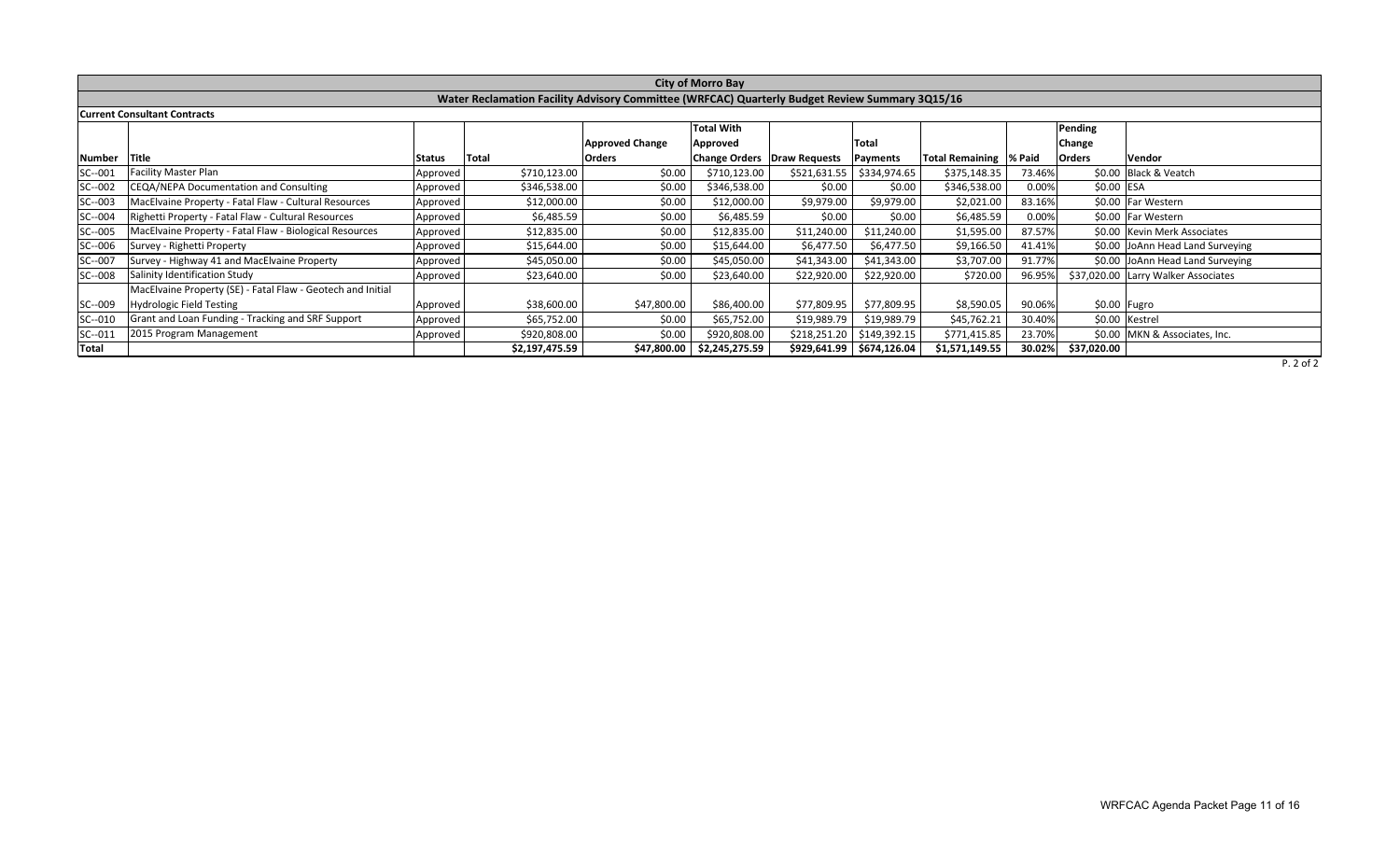# City of Morro Bay

## Water Reclamation Facility Advisory Committee (WRFCAC) Quarterly Budget Review Summary 3Q15/16

### Current Consultant Contracts

| Number | Title | Status | Total | Approved Change Orders | Total With Approved Change Orders | Draw Requests | Total Payments | Total Remaining | % Paid | Pending Change Orders | Vendor |
|---|---|---|---|---|---|---|---|---|---|---|---|
| SC--001 | Facility Master Plan | Approved | $710,123.00 | $0.00 | $710,123.00 | $521,631.55 | $334,974.65 | $375,148.35 | 73.46% | $0.00 | Black & Veatch |
| SC--002 | CEQA/NEPA Documentation and Consulting | Approved | $346,538.00 | $0.00 | $346,538.00 | $0.00 | $0.00 | $346,538.00 | 0.00% | $0.00 | ESA |
| SC--003 | MacElvaine Property - Fatal Flaw - Cultural Resources | Approved | $12,000.00 | $0.00 | $12,000.00 | $9,979.00 | $9,979.00 | $2,021.00 | 83.16% | $0.00 | Far Western |
| SC--004 | Righetti Property - Fatal Flaw - Cultural Resources | Approved | $6,485.59 | $0.00 | $6,485.59 | $0.00 | $0.00 | $6,485.59 | 0.00% | $0.00 | Far Western |
| SC--005 | MacElvaine Property - Fatal Flaw - Biological Resources | Approved | $12,835.00 | $0.00 | $12,835.00 | $11,240.00 | $11,240.00 | $1,595.00 | 87.57% | $0.00 | Kevin Merk Associates |
| SC--006 | Survey - Righetti Property | Approved | $15,644.00 | $0.00 | $15,644.00 | $6,477.50 | $6,477.50 | $9,166.50 | 41.41% | $0.00 | JoAnn Head Land Surveying |
| SC--007 | Survey - Highway 41 and MacElvaine Property | Approved | $45,050.00 | $0.00 | $45,050.00 | $41,343.00 | $41,343.00 | $3,707.00 | 91.77% | $0.00 | JoAnn Head Land Surveying |
| SC--008 | Salinity Identification Study | Approved | $23,640.00 | $0.00 | $23,640.00 | $22,920.00 | $22,920.00 | $720.00 | 96.95% | $37,020.00 | Larry Walker Associates |
| SC--009 | MacElvaine Property (SE) - Fatal Flaw - Geotech and Initial Hydrologic Field Testing | Approved | $38,600.00 | $47,800.00 | $86,400.00 | $77,809.95 | $77,809.95 | $8,590.05 | 90.06% | $0.00 | Fugro |
| SC--010 | Grant and Loan Funding - Tracking and SRF Support | Approved | $65,752.00 | $0.00 | $65,752.00 | $19,989.79 | $19,989.79 | $45,762.21 | 30.40% | $0.00 | Kestrel |
| SC--011 | 2015 Program Management | Approved | $920,808.00 | $0.00 | $920,808.00 | $218,251.20 | $149,392.15 | $771,415.85 | 23.70% | $0.00 | MKN & Associates, Inc. |
| **Total** | | | **$2,197,475.59** | **$47,800.00** | **$2,245,275.59** | **$929,641.99** | **$674,126.04** | **$1,571,149.55** | **30.02%** | **$37,020.00** | |